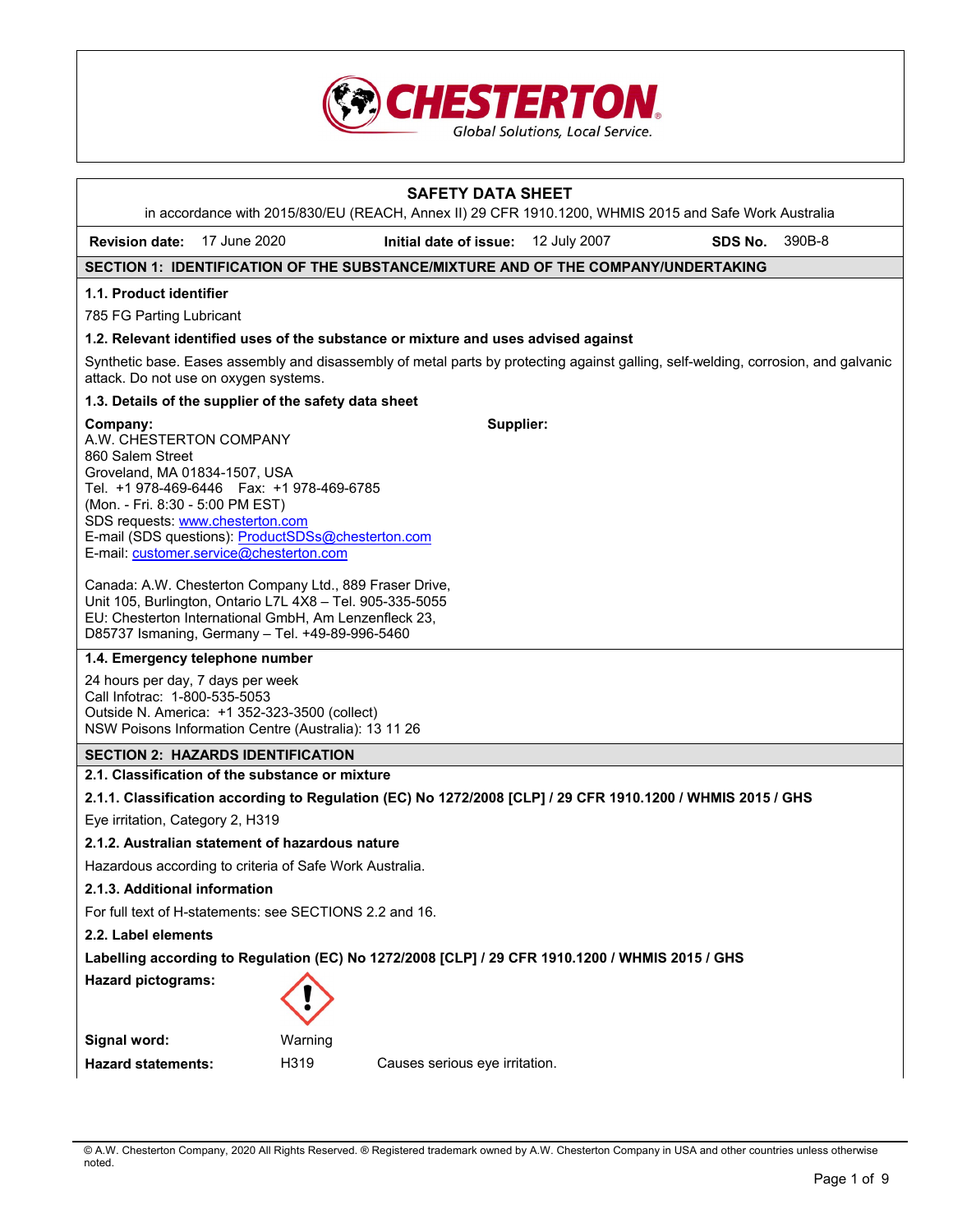**CHESTERTON**
Global Solutions, Local Service.

# SAFETY DATA SHEET

in accordance with 2015/830/EU (REACH, Annex II) 29 CFR 1910.1200, WHMIS 2015 and Safe Work Australia

**Revision date:** 17 June 2020 **Initial date of issue:** 12 July 2007 **SDS No.** 390B-8

## SECTION 1: IDENTIFICATION OF THE SUBSTANCE/MIXTURE AND OF THE COMPANY/UNDERTAKING

### 1.1. Product identifier

785 FG Parting Lubricant

### 1.2. Relevant identified uses of the substance or mixture and uses advised against

Synthetic base. Eases assembly and disassembly of metal parts by protecting against galling, self-welding, corrosion, and galvanic attack. Do not use on oxygen systems.

### 1.3. Details of the supplier of the safety data sheet

**Company:**
A.W. CHESTERTON COMPANY
860 Salem Street
Groveland, MA 01834-1507, USA
Tel. +1 978-469-6446 Fax: +1 978-469-6785
(Mon. - Fri. 8:30 - 5:00 PM EST)
SDS requests: www.chesterton.com
E-mail (SDS questions): ProductSDSs@chesterton.com
E-mail: customer.service@chesterton.com

Canada: A.W. Chesterton Company Ltd., 889 Fraser Drive, Unit 105, Burlington, Ontario L7L 4X8 – Tel. 905-335-5055
EU: Chesterton International GmbH, Am Lenzenfleck 23, D85737 Ismaning, Germany – Tel. +49-89-996-5460

**Supplier:**

### 1.4. Emergency telephone number

24 hours per day, 7 days per week
Call Infotrac: 1-800-535-5053
Outside N. America: +1 352-323-3500 (collect)
NSW Poisons Information Centre (Australia): 13 11 26

## SECTION 2: HAZARDS IDENTIFICATION

### 2.1. Classification of the substance or mixture

#### 2.1.1. Classification according to Regulation (EC) No 1272/2008 [CLP] / 29 CFR 1910.1200 / WHMIS 2015 / GHS

Eye irritation, Category 2, H319

#### 2.1.2. Australian statement of hazardous nature

Hazardous according to criteria of Safe Work Australia.

#### 2.1.3. Additional information

For full text of H-statements: see SECTIONS 2.2 and 16.

### 2.2. Label elements

**Labelling according to Regulation (EC) No 1272/2008 [CLP] / 29 CFR 1910.1200 / WHMIS 2015 / GHS**

**Hazard pictograms:**

**Signal word:** Warning

**Hazard statements:** H319 Causes serious eye irritation.

© A.W. Chesterton Company, 2020 All Rights Reserved. ® Registered trademark owned by A.W. Chesterton Company in USA and other countries unless otherwise noted.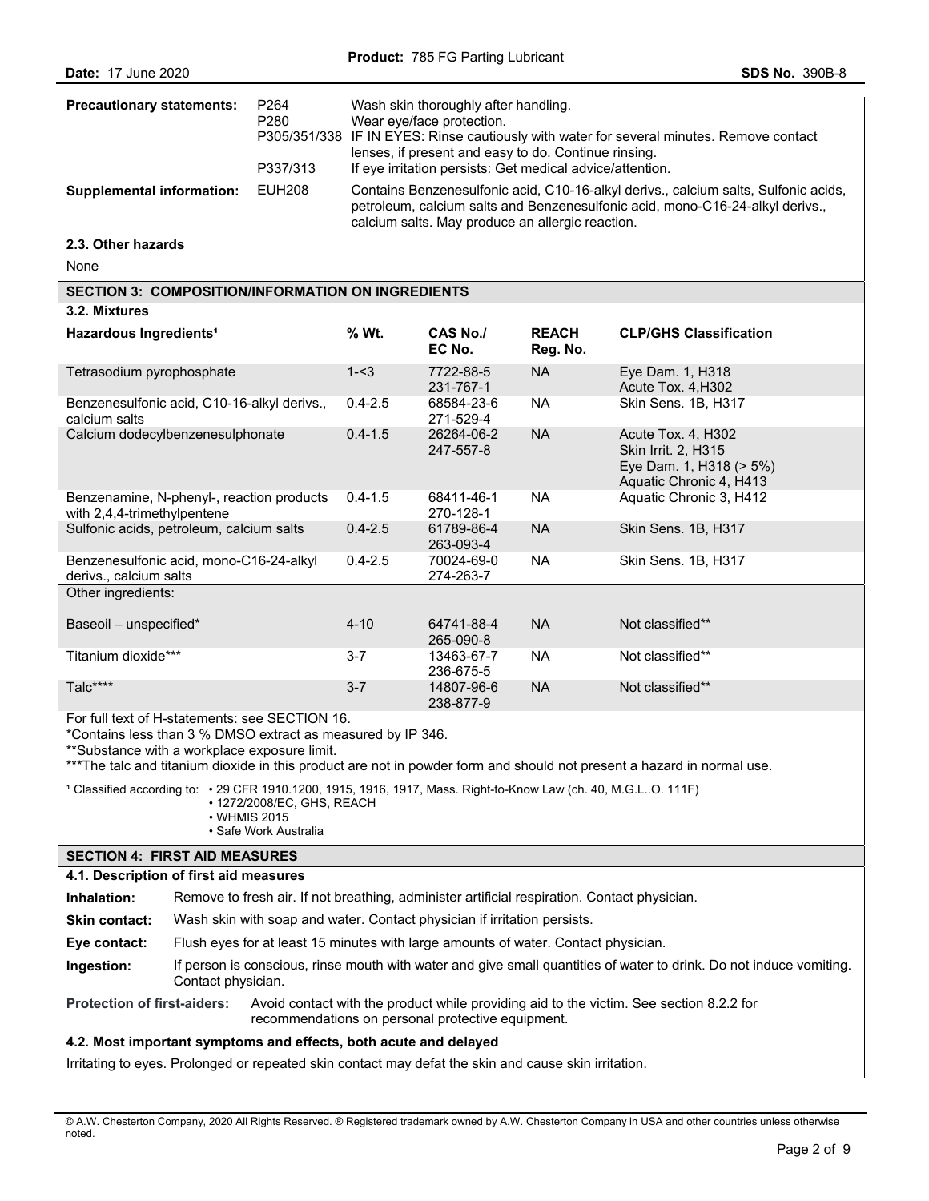| | | |
|---|---|---|
| **Precautionary statements:** | P264 | Wash skin thoroughly after handling. |
| | P280 | Wear eye/face protection. |
| | P305/351/338 | IF IN EYES: Rinse cautiously with water for several minutes. Remove contact lenses, if present and easy to do. Continue rinsing. |
| | P337/313 | If eye irritation persists: Get medical advice/attention. |
| **Supplemental information:** | EUH208 | Contains Benzenesulfonic acid, C10-16-alkyl derivs., calcium salts, Sulfonic acids, petroleum, calcium salts and Benzenesulfonic acid, mono-C16-24-alkyl derivs., calcium salts. May produce an allergic reaction. |

### 2.3. Other hazards

None

## SECTION 3: COMPOSITION/INFORMATION ON INGREDIENTS

### 3.2. Mixtures

| Hazardous Ingredients[1] | % Wt. | CAS No./ EC No. | REACH Reg. No. | CLP/GHS Classification |
|---|---|---|---|---|
| Tetrasodium pyrophosphate | 1-<3 | 7722-88-5 231-767-1 | NA | Eye Dam. 1, H318 Acute Tox. 4,H302 |
| Benzenesulfonic acid, C10-16-alkyl derivs., calcium salts | 0.4-2.5 | 68584-23-6 271-529-4 | NA | Skin Sens. 1B, H317 |
| Calcium dodecylbenzenesulphonate | 0.4-1.5 | 26264-06-2 247-557-8 | NA | Acute Tox. 4, H302 Skin Irrit. 2, H315 Eye Dam. 1, H318 (> 5%) Aquatic Chronic 4, H413 |
| Benzenamine, N-phenyl-, reaction products with 2,4,4-trimethylpentene | 0.4-1.5 | 68411-46-1 270-128-1 | NA | Aquatic Chronic 3, H412 |
| Sulfonic acids, petroleum, calcium salts | 0.4-2.5 | 61789-86-4 263-093-4 | NA | Skin Sens. 1B, H317 |
| Benzenesulfonic acid, mono-C16-24-alkyl derivs., calcium salts | 0.4-2.5 | 70024-69-0 274-263-7 | NA | Skin Sens. 1B, H317 |
| Other ingredients: | | | | |
| Baseoil – unspecified* | 4-10 | 64741-88-4 265-090-8 | NA | Not classified** |
| Titanium dioxide*** | 3-7 | 13463-67-7 236-675-5 | NA | Not classified** |
| Talc**** | 3-7 | 14807-96-6 238-877-9 | NA | Not classified** |

For full text of H-statements: see SECTION 16.
*Contains less than 3 % DMSO extract as measured by IP 346.
**Substance with a workplace exposure limit.
***The talc and titanium dioxide in this product are not in powder form and should not present a hazard in normal use.

[1] Classified according to:
- 29 CFR 1910.1200, 1915, 1916, 1917, Mass. Right-to-Know Law (ch. 40, M.G.L..O. 111F)
- 1272/2008/EC, GHS, REACH
- WHMIS 2015
- Safe Work Australia

## SECTION 4: FIRST AID MEASURES

### 4.1. Description of first aid measures

**Inhalation:** Remove to fresh air. If not breathing, administer artificial respiration. Contact physician.

**Skin contact:** Wash skin with soap and water. Contact physician if irritation persists.

**Eye contact:** Flush eyes for at least 15 minutes with large amounts of water. Contact physician.

**Ingestion:** If person is conscious, rinse mouth with water and give small quantities of water to drink. Do not induce vomiting. Contact physician.

**Protection of first-aiders:** Avoid contact with the product while providing aid to the victim. See section 8.2.2 for recommendations on personal protective equipment.

### 4.2. Most important symptoms and effects, both acute and delayed

Irritating to eyes. Prolonged or repeated skin contact may defat the skin and cause skin irritation.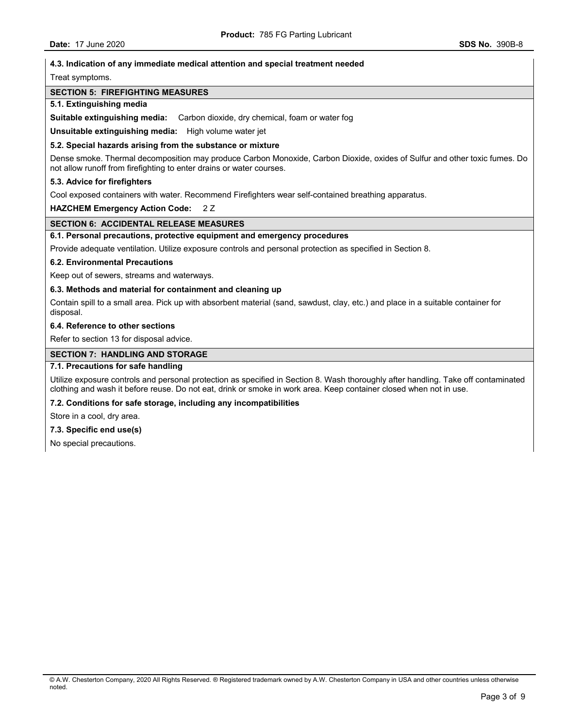### 4.3. Indication of any immediate medical attention and special treatment needed

Treat symptoms.

## SECTION 5: FIREFIGHTING MEASURES

### 5.1. Extinguishing media

**Suitable extinguishing media:** Carbon dioxide, dry chemical, foam or water fog

**Unsuitable extinguishing media:** High volume water jet

### 5.2. Special hazards arising from the substance or mixture

Dense smoke. Thermal decomposition may produce Carbon Monoxide, Carbon Dioxide, oxides of Sulfur and other toxic fumes. Do not allow runoff from firefighting to enter drains or water courses.

### 5.3. Advice for firefighters

Cool exposed containers with water. Recommend Firefighters wear self-contained breathing apparatus.

**HAZCHEM Emergency Action Code:** 2 Z

## SECTION 6: ACCIDENTAL RELEASE MEASURES

### 6.1. Personal precautions, protective equipment and emergency procedures

Provide adequate ventilation. Utilize exposure controls and personal protection as specified in Section 8.

### 6.2. Environmental Precautions

Keep out of sewers, streams and waterways.

### 6.3. Methods and material for containment and cleaning up

Contain spill to a small area. Pick up with absorbent material (sand, sawdust, clay, etc.) and place in a suitable container for disposal.

### 6.4. Reference to other sections

Refer to section 13 for disposal advice.

## SECTION 7: HANDLING AND STORAGE

### 7.1. Precautions for safe handling

Utilize exposure controls and personal protection as specified in Section 8. Wash thoroughly after handling. Take off contaminated clothing and wash it before reuse. Do not eat, drink or smoke in work area. Keep container closed when not in use.

### 7.2. Conditions for safe storage, including any incompatibilities

Store in a cool, dry area.

### 7.3. Specific end use(s)

No special precautions.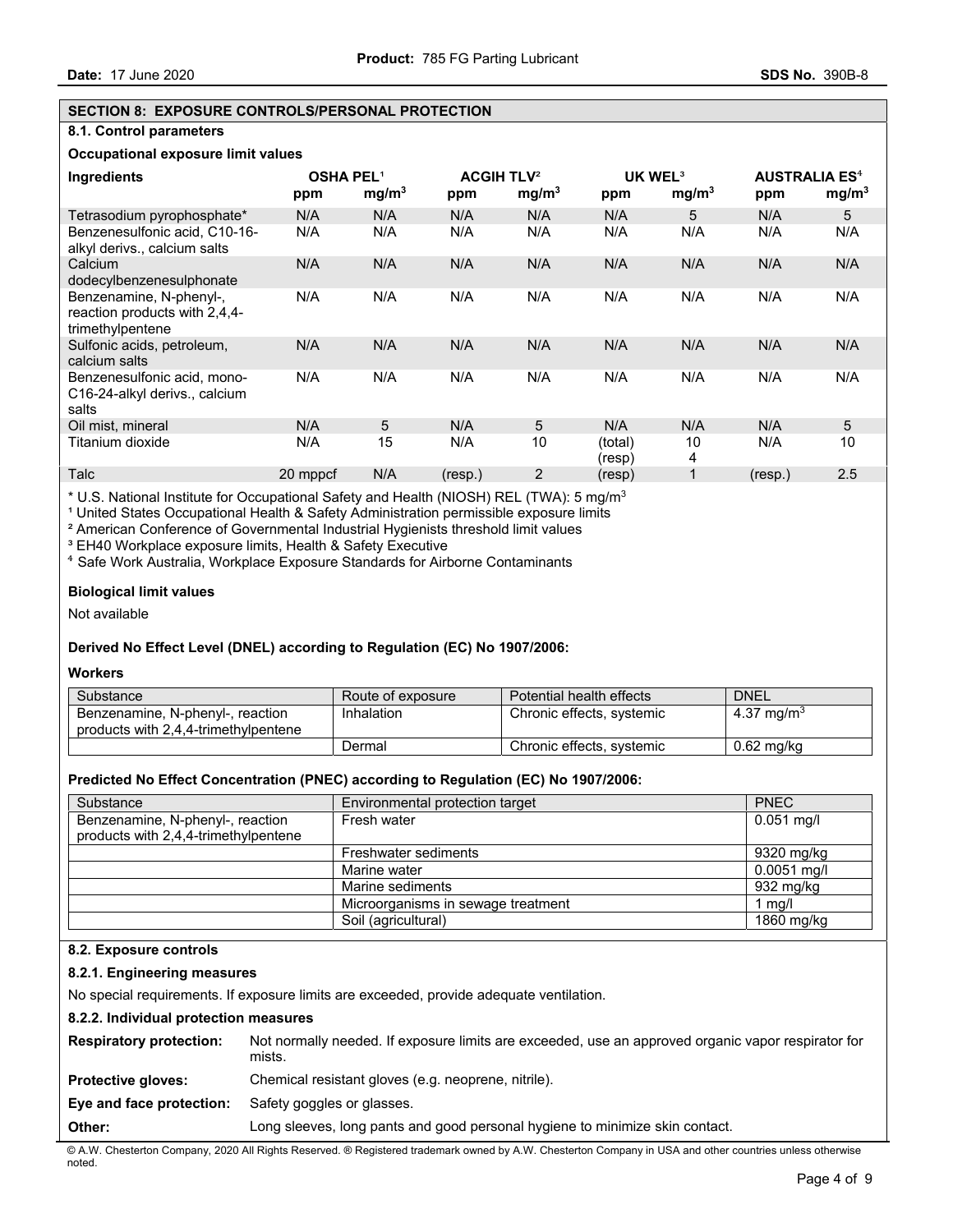## SECTION 8: EXPOSURE CONTROLS/PERSONAL PROTECTION

### 8.1. Control parameters

**Occupational exposure limit values**

| Ingredients | OSHA PEL[1] | | ACGIH TLV[2] | | UK WEL[3] | | AUSTRALIA ES[4] | |
|---|---|---|---|---|---|---|---|---|
| | ppm | $mg/m^3$ | ppm | $mg/m^3$ | ppm | $mg/m^3$ | ppm | $mg/m^3$ |
| Tetrasodium pyrophosphate* | N/A | N/A | N/A | N/A | N/A | 5 | N/A | 5 |
| Benzenesulfonic acid, C10-16-alkyl derivs., calcium salts | N/A | N/A | N/A | N/A | N/A | N/A | N/A | N/A |
| Calcium dodecylbenzenesulphonate | N/A | N/A | N/A | N/A | N/A | N/A | N/A | N/A |
| Benzenamine, N-phenyl-, reaction products with 2,4,4-trimethylpentene | N/A | N/A | N/A | N/A | N/A | N/A | N/A | N/A |
| Sulfonic acids, petroleum, calcium salts | N/A | N/A | N/A | N/A | N/A | N/A | N/A | N/A |
| Benzenesulfonic acid, mono-C16-24-alkyl derivs., calcium salts | N/A | N/A | N/A | N/A | N/A | N/A | N/A | N/A |
| Oil mist, mineral | N/A | 5 | N/A | 5 | N/A | N/A | N/A | 5 |
| Titanium dioxide | N/A | 15 | N/A | 10 | (total) (resp) | 10 4 | N/A | 10 |
| Talc | 20 mppcf | N/A | (resp.) | 2 | (resp) | 1 | (resp.) | 2.5 |

\* U.S. National Institute for Occupational Safety and Health (NIOSH) REL (TWA): 5 $mg/m^3$

[1] United States Occupational Health & Safety Administration permissible exposure limits

[2] American Conference of Governmental Industrial Hygienists threshold limit values

[3] EH40 Workplace exposure limits, Health & Safety Executive

[4] Safe Work Australia, Workplace Exposure Standards for Airborne Contaminants

**Biological limit values**

Not available

**Derived No Effect Level (DNEL) according to Regulation (EC) No 1907/2006:**

**Workers**

| Substance | Route of exposure | Potential health effects | DNEL |
|---|---|---|---|
| Benzenamine, N-phenyl-, reaction products with 2,4,4-trimethylpentene | Inhalation | Chronic effects, systemic | 4.37 $mg/m^3$ |
| | Dermal | Chronic effects, systemic | 0.62 mg/kg |

**Predicted No Effect Concentration (PNEC) according to Regulation (EC) No 1907/2006:**

| Substance | Environmental protection target | PNEC |
|---|---|---|
| Benzenamine, N-phenyl-, reaction products with 2,4,4-trimethylpentene | Fresh water | 0.051 mg/l |
| | Freshwater sediments | 9320 mg/kg |
| | Marine water | 0.0051 mg/l |
| | Marine sediments | 932 mg/kg |
| | Microorganisms in sewage treatment | 1 mg/l |
| | Soil (agricultural) | 1860 mg/kg |

### 8.2. Exposure controls

#### 8.2.1. Engineering measures

No special requirements. If exposure limits are exceeded, provide adequate ventilation.

#### 8.2.2. Individual protection measures

**Respiratory protection:** Not normally needed. If exposure limits are exceeded, use an approved organic vapor respirator for mists.

**Protective gloves:** Chemical resistant gloves (e.g. neoprene, nitrile).

**Eye and face protection:** Safety goggles or glasses.

**Other:** Long sleeves, long pants and good personal hygiene to minimize skin contact.

© A.W. Chesterton Company, 2020 All Rights Reserved. ® Registered trademark owned by A.W. Chesterton Company in USA and other countries unless otherwise noted.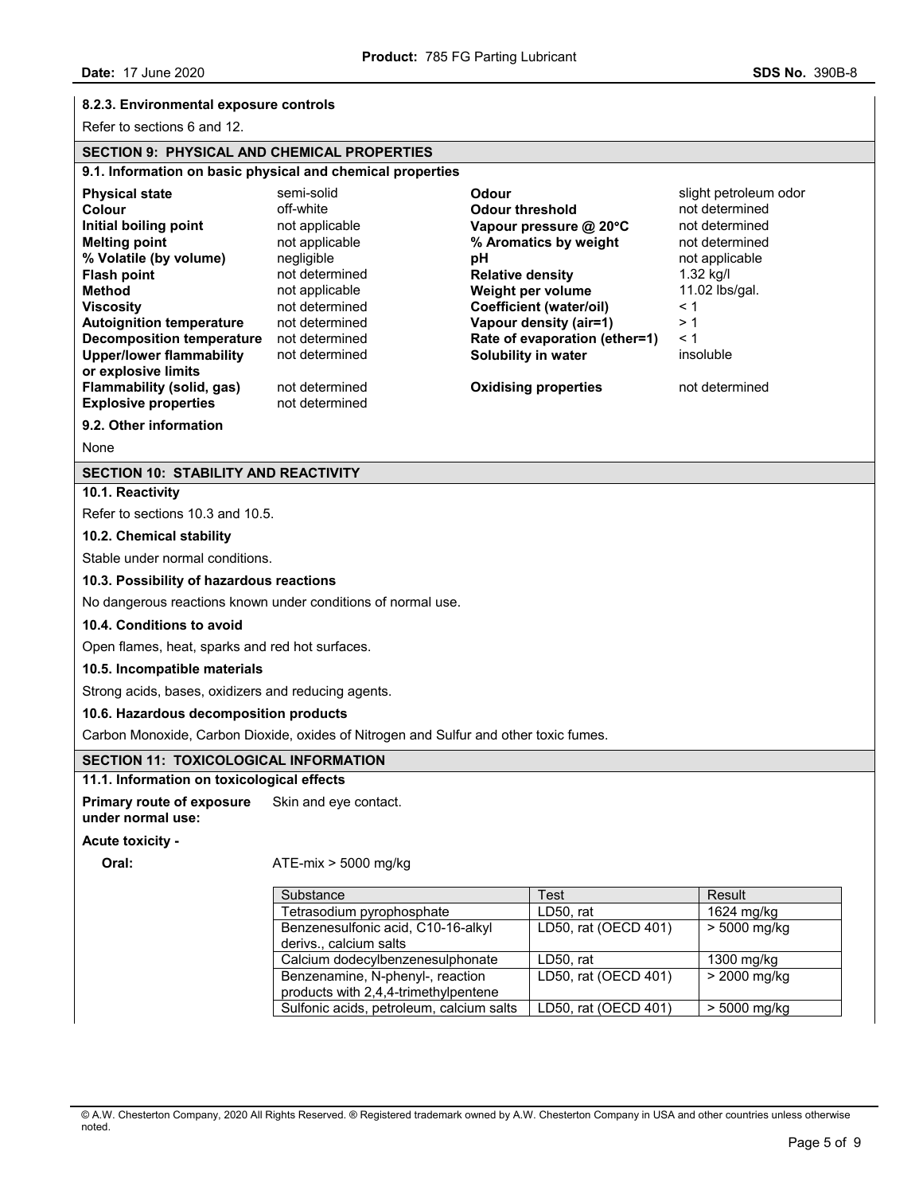**8.2.3. Environmental exposure controls**

Refer to sections 6 and 12.

## SECTION 9: PHYSICAL AND CHEMICAL PROPERTIES

### 9.1. Information on basic physical and chemical properties

| Property | Value | Property | Value |
|---|---|---|---|
| **Physical state** | semi-solid | **Odour** | slight petroleum odor |
| **Colour** | off-white | **Odour threshold** | not determined |
| **Initial boiling point** | not applicable | **Vapour pressure @ 20°C** | not determined |
| **Melting point** | not applicable | **% Aromatics by weight** | not determined |
| **% Volatile (by volume)** | negligible | **pH** | not applicable |
| **Flash point** | not determined | **Relative density** | 1.32 kg/l |
| **Method** | not applicable | **Weight per volume** | 11.02 lbs/gal. |
| **Viscosity** | not determined | **Coefficient (water/oil)** | < 1 |
| **Autoignition temperature** | not determined | **Vapour density (air=1)** | > 1 |
| **Decomposition temperature** | not determined | **Rate of evaporation (ether=1)** | < 1 |
| **Upper/lower flammability or explosive limits** | not determined | **Solubility in water** | insoluble |
| **Flammability (solid, gas)** | not determined | **Oxidising properties** | not determined |
| **Explosive properties** | not determined | | |

### 9.2. Other information

None

## SECTION 10: STABILITY AND REACTIVITY

### 10.1. Reactivity

Refer to sections 10.3 and 10.5.

### 10.2. Chemical stability

Stable under normal conditions.

### 10.3. Possibility of hazardous reactions

No dangerous reactions known under conditions of normal use.

### 10.4. Conditions to avoid

Open flames, heat, sparks and red hot surfaces.

### 10.5. Incompatible materials

Strong acids, bases, oxidizers and reducing agents.

### 10.6. Hazardous decomposition products

Carbon Monoxide, Carbon Dioxide, oxides of Nitrogen and Sulfur and other toxic fumes.

## SECTION 11: TOXICOLOGICAL INFORMATION

### 11.1. Information on toxicological effects

**Primary route of exposure under normal use:** Skin and eye contact.

**Acute toxicity -**

**Oral:** ATE-mix > 5000 mg/kg

| Substance | Test | Result |
|---|---|---|
| Tetrasodium pyrophosphate | LD50, rat | 1624 mg/kg |
| Benzenesulfonic acid, C10-16-alkyl derivs., calcium salts | LD50, rat (OECD 401) | > 5000 mg/kg |
| Calcium dodecylbenzenesulphonate | LD50, rat | 1300 mg/kg |
| Benzenamine, N-phenyl-, reaction products with 2,4,4-trimethylpentene | LD50, rat (OECD 401) | > 2000 mg/kg |
| Sulfonic acids, petroleum, calcium salts | LD50, rat (OECD 401) | > 5000 mg/kg |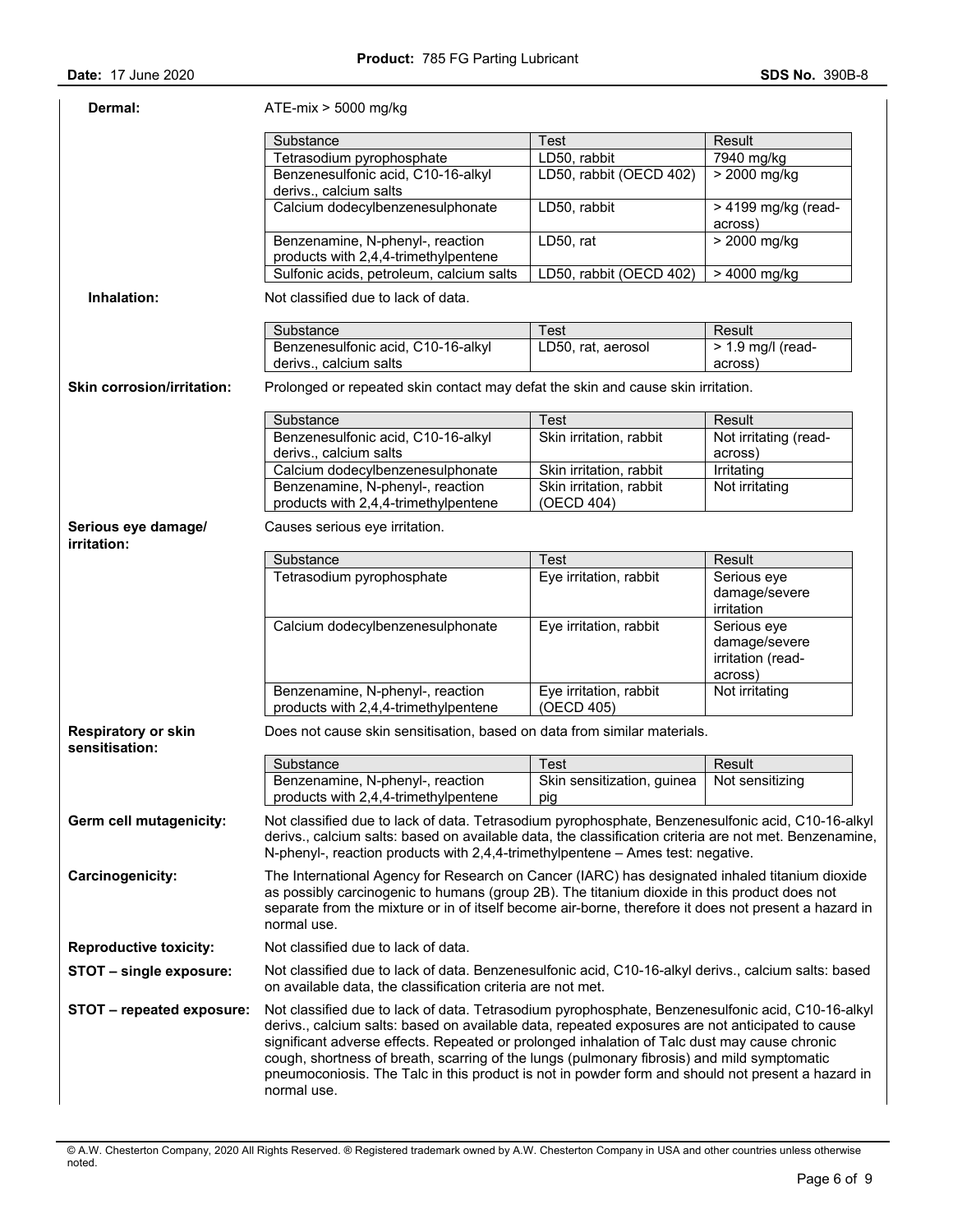**Dermal:** ATE-mix > 5000 mg/kg

| Substance | Test | Result |
|---|---|---|
| Tetrasodium pyrophosphate | LD50, rabbit | 7940 mg/kg |
| Benzenesulfonic acid, C10-16-alkyl derivs., calcium salts | LD50, rabbit (OECD 402) | > 2000 mg/kg |
| Calcium dodecylbenzenesulphonate | LD50, rabbit | > 4199 mg/kg (read-across) |
| Benzenamine, N-phenyl-, reaction products with 2,4,4-trimethylpentene | LD50, rat | > 2000 mg/kg |
| Sulfonic acids, petroleum, calcium salts | LD50, rabbit (OECD 402) | > 4000 mg/kg |

**Inhalation:** Not classified due to lack of data.

| Substance | Test | Result |
|---|---|---|
| Benzenesulfonic acid, C10-16-alkyl derivs., calcium salts | LD50, rat, aerosol | > 1.9 mg/l (read-across) |

**Skin corrosion/irritation:** Prolonged or repeated skin contact may defat the skin and cause skin irritation.

| Substance | Test | Result |
|---|---|---|
| Benzenesulfonic acid, C10-16-alkyl derivs., calcium salts | Skin irritation, rabbit | Not irritating (read-across) |
| Calcium dodecylbenzenesulphonate | Skin irritation, rabbit | Irritating |
| Benzenamine, N-phenyl-, reaction products with 2,4,4-trimethylpentene | Skin irritation, rabbit (OECD 404) | Not irritating |

**Serious eye damage/ irritation:** Causes serious eye irritation.

| Substance | Test | Result |
|---|---|---|
| Tetrasodium pyrophosphate | Eye irritation, rabbit | Serious eye damage/severe irritation |
| Calcium dodecylbenzenesulphonate | Eye irritation, rabbit | Serious eye damage/severe irritation (read-across) |
| Benzenamine, N-phenyl-, reaction products with 2,4,4-trimethylpentene | Eye irritation, rabbit (OECD 405) | Not irritating |

**Respiratory or skin sensitisation:** Does not cause skin sensitisation, based on data from similar materials.

| Substance | Test | Result |
|---|---|---|
| Benzenamine, N-phenyl-, reaction products with 2,4,4-trimethylpentene | Skin sensitization, guinea pig | Not sensitizing |

**Germ cell mutagenicity:** Not classified due to lack of data. Tetrasodium pyrophosphate, Benzenesulfonic acid, C10-16-alkyl derivs., calcium salts: based on available data, the classification criteria are not met. Benzenamine, N-phenyl-, reaction products with 2,4,4-trimethylpentene – Ames test: negative.

**Carcinogenicity:** The International Agency for Research on Cancer (IARC) has designated inhaled titanium dioxide as possibly carcinogenic to humans (group 2B). The titanium dioxide in this product does not separate from the mixture or in of itself become air-borne, therefore it does not present a hazard in normal use.

**Reproductive toxicity:** Not classified due to lack of data.

**STOT – single exposure:** Not classified due to lack of data. Benzenesulfonic acid, C10-16-alkyl derivs., calcium salts: based on available data, the classification criteria are not met.

**STOT – repeated exposure:** Not classified due to lack of data. Tetrasodium pyrophosphate, Benzenesulfonic acid, C10-16-alkyl derivs., calcium salts: based on available data, repeated exposures are not anticipated to cause significant adverse effects. Repeated or prolonged inhalation of Talc dust may cause chronic cough, shortness of breath, scarring of the lungs (pulmonary fibrosis) and mild symptomatic pneumoconiosis. The Talc in this product is not in powder form and should not present a hazard in normal use.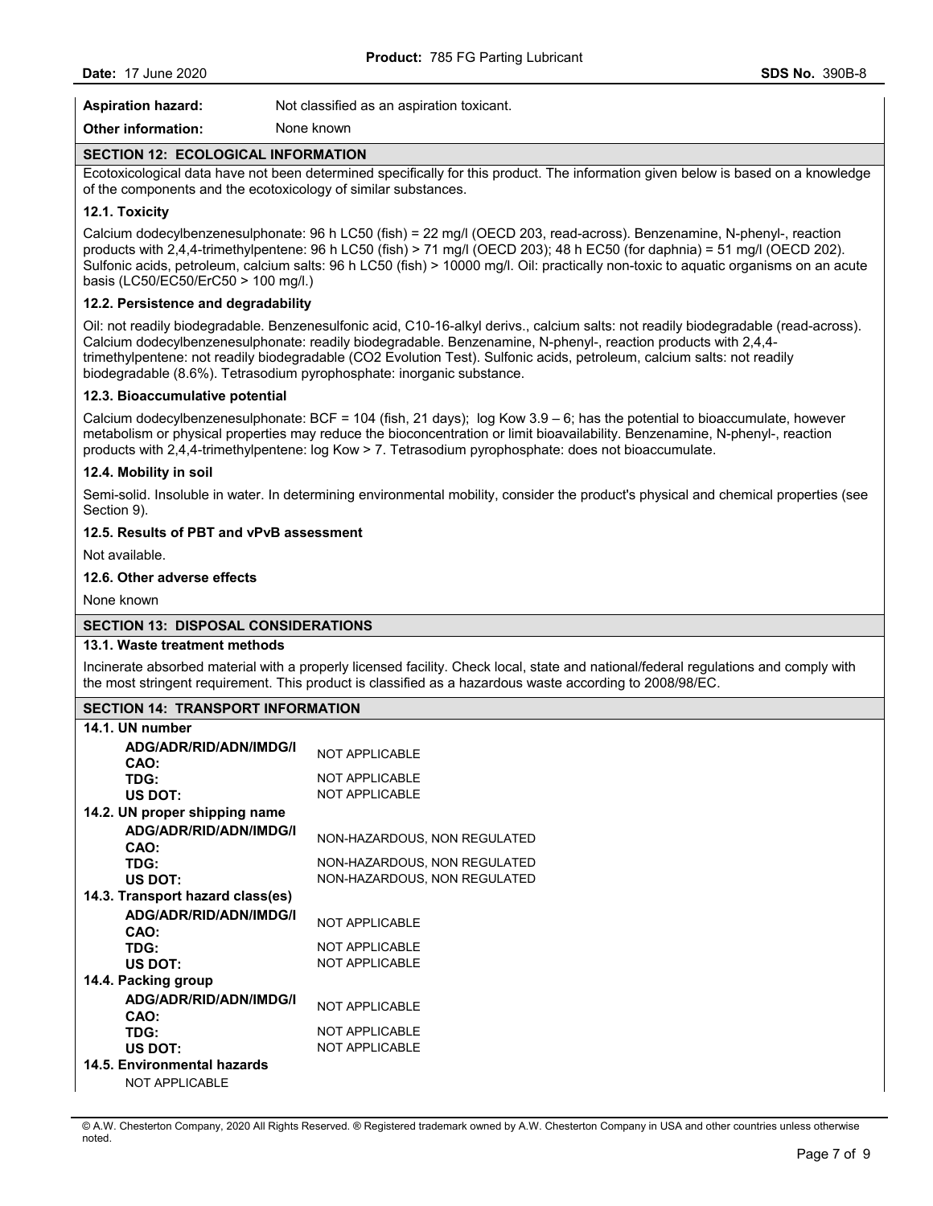| | |
|---|---|
| **Aspiration hazard:** | Not classified as an aspiration toxicant. |
| **Other information:** | None known |

## SECTION 12: ECOLOGICAL INFORMATION

Ecotoxicological data have not been determined specifically for this product. The information given below is based on a knowledge of the components and the ecotoxicology of similar substances.

### 12.1. Toxicity

Calcium dodecylbenzenesulphonate: 96 h LC50 (fish) = 22 mg/l (OECD 203, read-across). Benzenamine, N-phenyl-, reaction products with 2,4,4-trimethylpentene: 96 h LC50 (fish) > 71 mg/l (OECD 203); 48 h EC50 (for daphnia) = 51 mg/l (OECD 202). Sulfonic acids, petroleum, calcium salts: 96 h LC50 (fish) > 10000 mg/l. Oil: practically non-toxic to aquatic organisms on an acute basis (LC50/EC50/ErC50 > 100 mg/l.)

### 12.2. Persistence and degradability

Oil: not readily biodegradable. Benzenesulfonic acid, C10-16-alkyl derivs., calcium salts: not readily biodegradable (read-across). Calcium dodecylbenzenesulphonate: readily biodegradable. Benzenamine, N-phenyl-, reaction products with 2,4,4-trimethylpentene: not readily biodegradable ($CO_2$ Evolution Test). Sulfonic acids, petroleum, calcium salts: not readily biodegradable (8.6%). Tetrasodium pyrophosphate: inorganic substance.

### 12.3. Bioaccumulative potential

Calcium dodecylbenzenesulphonate: BCF = 104 (fish, 21 days); log Kow 3.9 – 6; has the potential to bioaccumulate, however metabolism or physical properties may reduce the bioconcentration or limit bioavailability. Benzenamine, N-phenyl-, reaction products with 2,4,4-trimethylpentene: log Kow > 7. Tetrasodium pyrophosphate: does not bioaccumulate.

### 12.4. Mobility in soil

Semi-solid. Insoluble in water. In determining environmental mobility, consider the product's physical and chemical properties (see Section 9).

### 12.5. Results of PBT and vPvB assessment

Not available.

### 12.6. Other adverse effects

None known

## SECTION 13: DISPOSAL CONSIDERATIONS

### 13.1. Waste treatment methods

Incinerate absorbed material with a properly licensed facility. Check local, state and national/federal regulations and comply with the most stringent requirement. This product is classified as a hazardous waste according to 2008/98/EC.

## SECTION 14: TRANSPORT INFORMATION

### 14.1. UN number

| | |
|---|---|
| **ADG/ADR/RID/ADN/IMDG/ICAO:** | NOT APPLICABLE |
| **TDG:** | NOT APPLICABLE |
| **US DOT:** | NOT APPLICABLE |

### 14.2. UN proper shipping name

| | |
|---|---|
| **ADG/ADR/RID/ADN/IMDG/ICAO:** | NON-HAZARDOUS, NON REGULATED |
| **TDG:** | NON-HAZARDOUS, NON REGULATED |
| **US DOT:** | NON-HAZARDOUS, NON REGULATED |

### 14.3. Transport hazard class(es)

| | |
|---|---|
| **ADG/ADR/RID/ADN/IMDG/ICAO:** | NOT APPLICABLE |
| **TDG:** | NOT APPLICABLE |
| **US DOT:** | NOT APPLICABLE |

### 14.4. Packing group

| | |
|---|---|
| **ADG/ADR/RID/ADN/IMDG/ICAO:** | NOT APPLICABLE |
| **TDG:** | NOT APPLICABLE |
| **US DOT:** | NOT APPLICABLE |

### 14.5. Environmental hazards

NOT APPLICABLE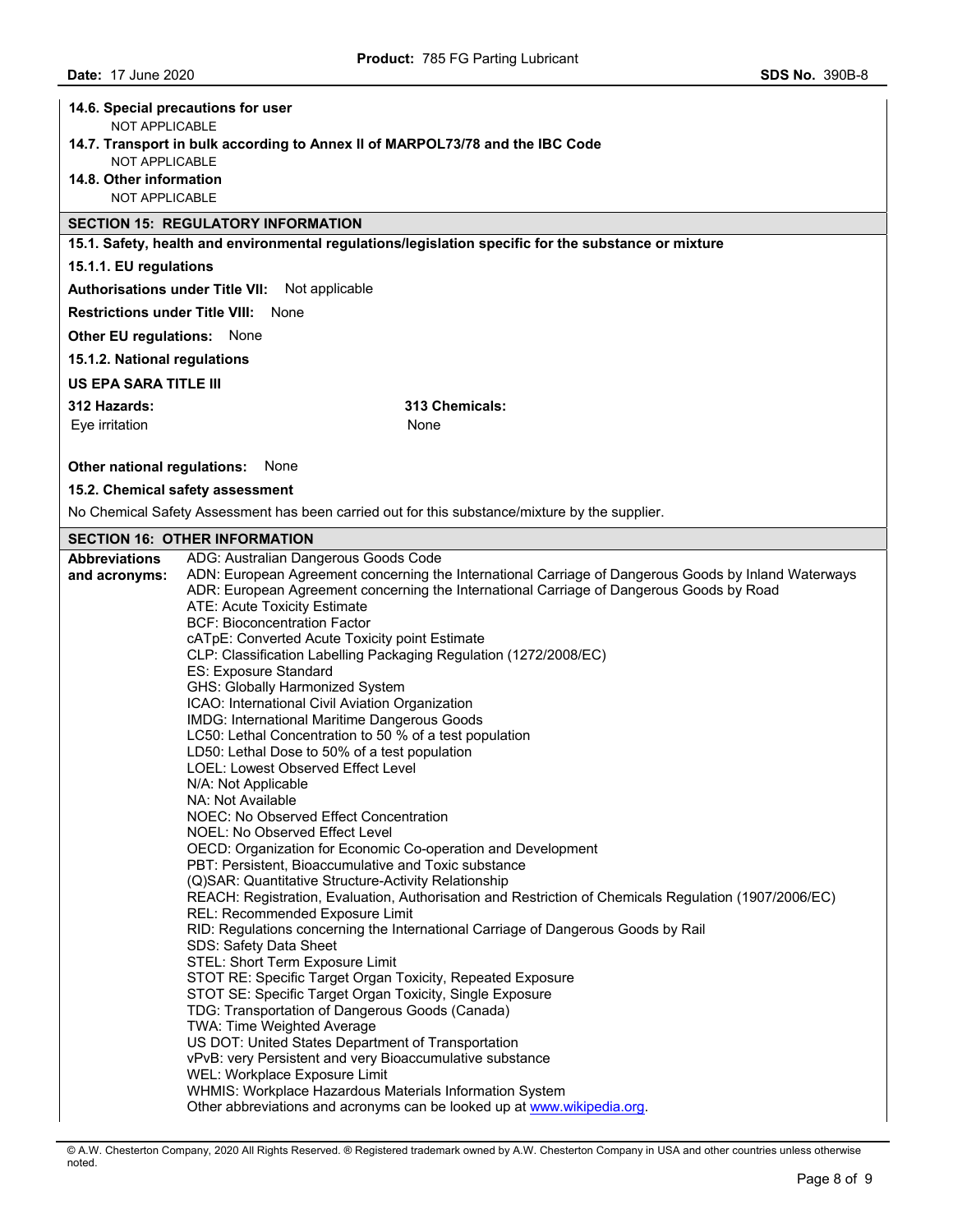**14.6. Special precautions for user**

NOT APPLICABLE

**14.7. Transport in bulk according to Annex II of MARPOL73/78 and the IBC Code**

NOT APPLICABLE

**14.8. Other information**

NOT APPLICABLE

## SECTION 15: REGULATORY INFORMATION

**15.1. Safety, health and environmental regulations/legislation specific for the substance or mixture**

**15.1.1. EU regulations**

**Authorisations under Title VII:** Not applicable

**Restrictions under Title VIII:** None

**Other EU regulations:** None

**15.1.2. National regulations**

**US EPA SARA TITLE III**

| 312 Hazards: | 313 Chemicals: |
|---|---|
| Eye irritation | None |

**Other national regulations:** None

**15.2. Chemical safety assessment**

No Chemical Safety Assessment has been carried out for this substance/mixture by the supplier.

## SECTION 16: OTHER INFORMATION

**Abbreviations and acronyms:**

ADG: Australian Dangerous Goods Code
ADN: European Agreement concerning the International Carriage of Dangerous Goods by Inland Waterways
ADR: European Agreement concerning the International Carriage of Dangerous Goods by Road
ATE: Acute Toxicity Estimate
BCF: Bioconcentration Factor
cATpE: Converted Acute Toxicity point Estimate
CLP: Classification Labelling Packaging Regulation (1272/2008/EC)
ES: Exposure Standard
GHS: Globally Harmonized System
ICAO: International Civil Aviation Organization
IMDG: International Maritime Dangerous Goods
LC50: Lethal Concentration to 50 % of a test population
LD50: Lethal Dose to 50% of a test population
LOEL: Lowest Observed Effect Level
N/A: Not Applicable
NA: Not Available
NOEC: No Observed Effect Concentration
NOEL: No Observed Effect Level
OECD: Organization for Economic Co-operation and Development
PBT: Persistent, Bioaccumulative and Toxic substance
(Q)SAR: Quantitative Structure-Activity Relationship
REACH: Registration, Evaluation, Authorisation and Restriction of Chemicals Regulation (1907/2006/EC)
REL: Recommended Exposure Limit
RID: Regulations concerning the International Carriage of Dangerous Goods by Rail
SDS: Safety Data Sheet
STEL: Short Term Exposure Limit
STOT RE: Specific Target Organ Toxicity, Repeated Exposure
STOT SE: Specific Target Organ Toxicity, Single Exposure
TDG: Transportation of Dangerous Goods (Canada)
TWA: Time Weighted Average
US DOT: United States Department of Transportation
vPvB: very Persistent and very Bioaccumulative substance
WEL: Workplace Exposure Limit
WHMIS: Workplace Hazardous Materials Information System
Other abbreviations and acronyms can be looked up at www.wikipedia.org.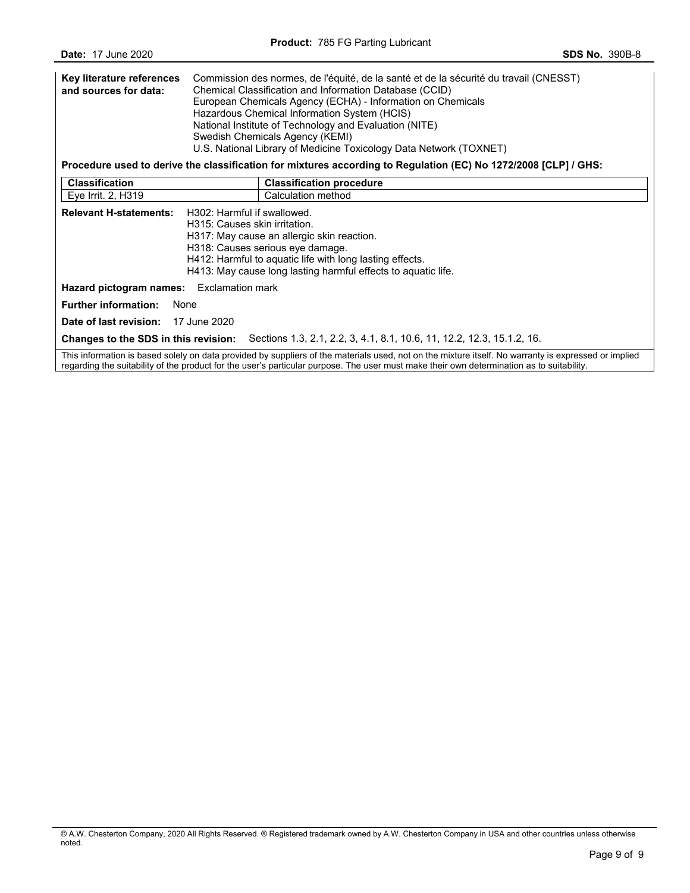**Key literature references and sources for data:**
Commission des normes, de l'équité, de la santé et de la sécurité du travail (CNESST)
Chemical Classification and Information Database (CCID)
European Chemicals Agency (ECHA) - Information on Chemicals
Hazardous Chemical Information System (HCIS)
National Institute of Technology and Evaluation (NITE)
Swedish Chemicals Agency (KEMI)
U.S. National Library of Medicine Toxicology Data Network (TOXNET)

**Procedure used to derive the classification for mixtures according to Regulation (EC) No 1272/2008 [CLP] / GHS:**

| Classification | Classification procedure |
|---|---|
| Eye Irrit. 2, H319 | Calculation method |

**Relevant H-statements:**
H302: Harmful if swallowed.
H315: Causes skin irritation.
H317: May cause an allergic skin reaction.
H318: Causes serious eye damage.
H412: Harmful to aquatic life with long lasting effects.
H413: May cause long lasting harmful effects to aquatic life.

**Hazard pictogram names:** Exclamation mark

**Further information:** None

**Date of last revision:** 17 June 2020

**Changes to the SDS in this revision:** Sections 1.3, 2.1, 2.2, 3, 4.1, 8.1, 10.6, 11, 12.2, 12.3, 15.1.2, 16.

This information is based solely on data provided by suppliers of the materials used, not on the mixture itself. No warranty is expressed or implied regarding the suitability of the product for the user's particular purpose. The user must make their own determination as to suitability.

© A.W. Chesterton Company, 2020 All Rights Reserved. ® Registered trademark owned by A.W. Chesterton Company in USA and other countries unless otherwise noted.